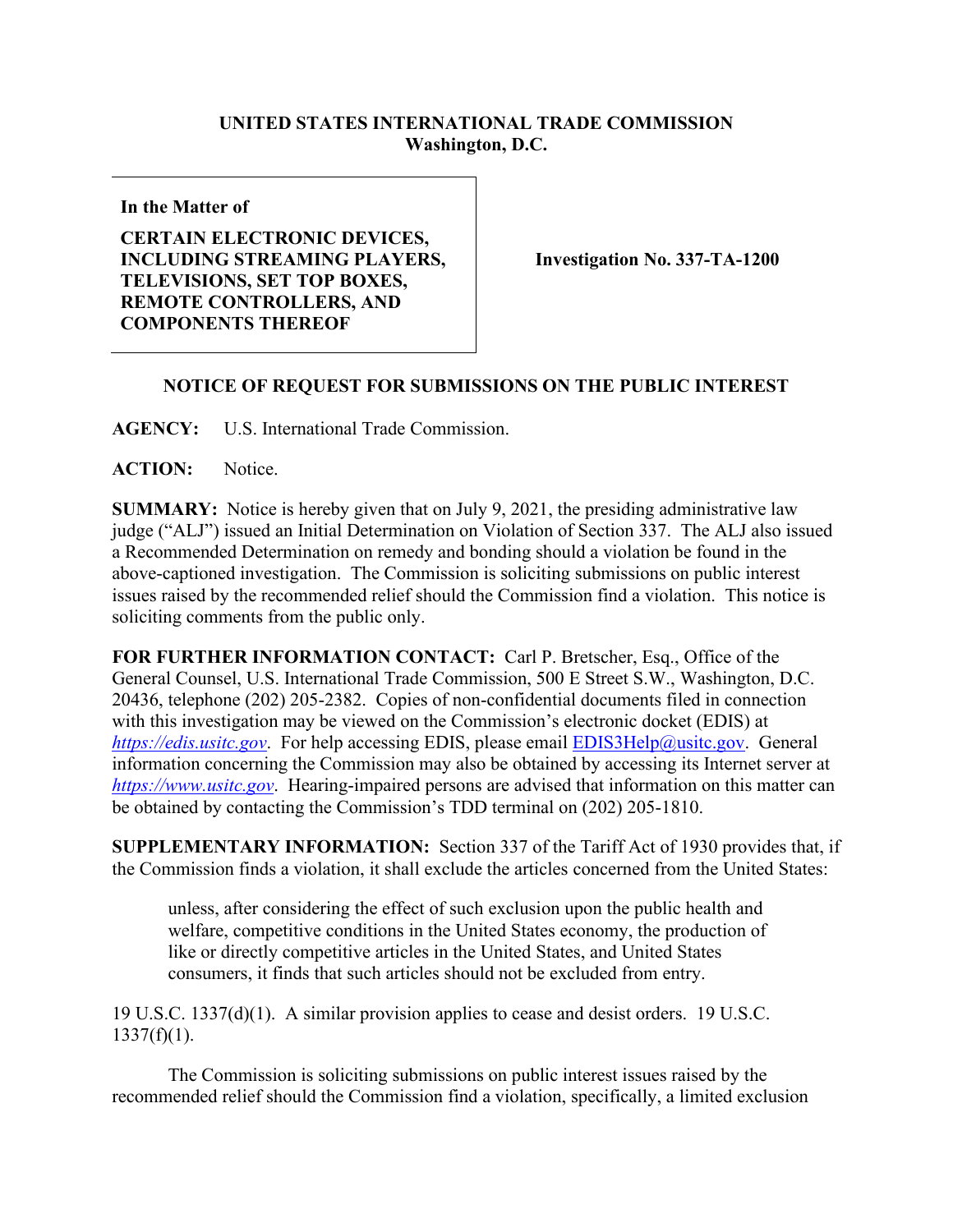**UNITED STATES INTERNATIONAL TRADE COMMISSION**
**Washington, D.C.**

| **In the Matter of** <br><br> **CERTAIN ELECTRONIC DEVICES, INCLUDING STREAMING PLAYERS, TELEVISIONS, SET TOP BOXES, REMOTE CONTROLLERS, AND COMPONENTS THEREOF** | **Investigation No. 337-TA-1200** |
|---|---|

**NOTICE OF REQUEST FOR SUBMISSIONS ON THE PUBLIC INTEREST**

**AGENCY:** U.S. International Trade Commission.

**ACTION:** Notice.

**SUMMARY:** Notice is hereby given that on July 9, 2021, the presiding administrative law judge ("ALJ") issued an Initial Determination on Violation of Section 337. The ALJ also issued a Recommended Determination on remedy and bonding should a violation be found in the above-captioned investigation. The Commission is soliciting submissions on public interest issues raised by the recommended relief should the Commission find a violation. This notice is soliciting comments from the public only.

**FOR FURTHER INFORMATION CONTACT:** Carl P. Bretscher, Esq., Office of the General Counsel, U.S. International Trade Commission, 500 E Street S.W., Washington, D.C. 20436, telephone (202) 205-2382. Copies of non-confidential documents filed in connection with this investigation may be viewed on the Commission's electronic docket (EDIS) at *https://edis.usitc.gov*. For help accessing EDIS, please email EDIS3Help@usitc.gov. General information concerning the Commission may also be obtained by accessing its Internet server at *https://www.usitc.gov*. Hearing-impaired persons are advised that information on this matter can be obtained by contacting the Commission's TDD terminal on (202) 205-1810.

**SUPPLEMENTARY INFORMATION:** Section 337 of the Tariff Act of 1930 provides that, if the Commission finds a violation, it shall exclude the articles concerned from the United States:

> unless, after considering the effect of such exclusion upon the public health and welfare, competitive conditions in the United States economy, the production of like or directly competitive articles in the United States, and United States consumers, it finds that such articles should not be excluded from entry.

19 U.S.C. 1337(d)(1). A similar provision applies to cease and desist orders. 19 U.S.C. 1337(f)(1).

The Commission is soliciting submissions on public interest issues raised by the recommended relief should the Commission find a violation, specifically, a limited exclusion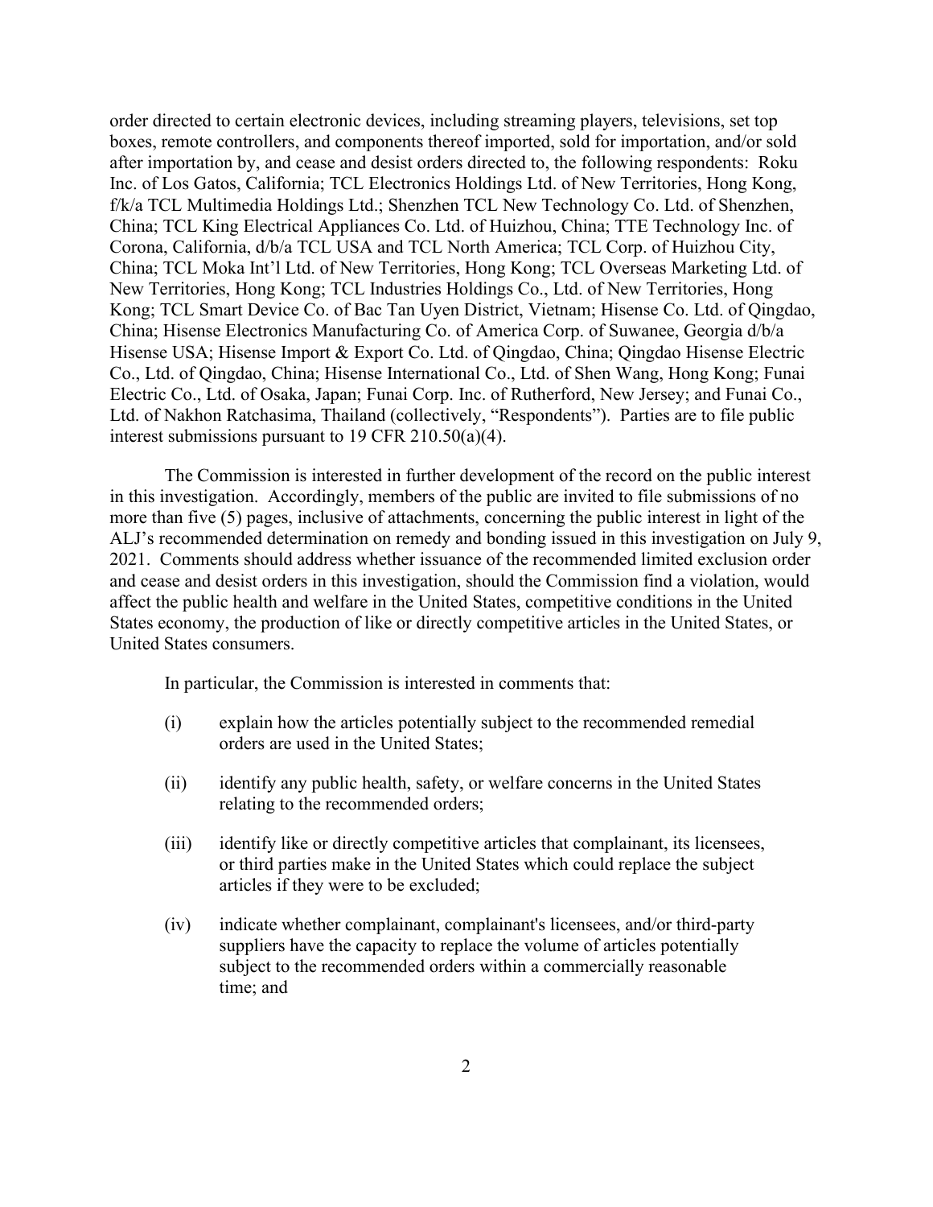order directed to certain electronic devices, including streaming players, televisions, set top boxes, remote controllers, and components thereof imported, sold for importation, and/or sold after importation by, and cease and desist orders directed to, the following respondents: Roku Inc. of Los Gatos, California; TCL Electronics Holdings Ltd. of New Territories, Hong Kong, f/k/a TCL Multimedia Holdings Ltd.; Shenzhen TCL New Technology Co. Ltd. of Shenzhen, China; TCL King Electrical Appliances Co. Ltd. of Huizhou, China; TTE Technology Inc. of Corona, California, d/b/a TCL USA and TCL North America; TCL Corp. of Huizhou City, China; TCL Moka Int'l Ltd. of New Territories, Hong Kong; TCL Overseas Marketing Ltd. of New Territories, Hong Kong; TCL Industries Holdings Co., Ltd. of New Territories, Hong Kong; TCL Smart Device Co. of Bac Tan Uyen District, Vietnam; Hisense Co. Ltd. of Qingdao, China; Hisense Electronics Manufacturing Co. of America Corp. of Suwanee, Georgia d/b/a Hisense USA; Hisense Import & Export Co. Ltd. of Qingdao, China; Qingdao Hisense Electric Co., Ltd. of Qingdao, China; Hisense International Co., Ltd. of Shen Wang, Hong Kong; Funai Electric Co., Ltd. of Osaka, Japan; Funai Corp. Inc. of Rutherford, New Jersey; and Funai Co., Ltd. of Nakhon Ratchasima, Thailand (collectively, "Respondents"). Parties are to file public interest submissions pursuant to 19 CFR 210.50(a)(4).

The Commission is interested in further development of the record on the public interest in this investigation. Accordingly, members of the public are invited to file submissions of no more than five (5) pages, inclusive of attachments, concerning the public interest in light of the ALJ's recommended determination on remedy and bonding issued in this investigation on July 9, 2021. Comments should address whether issuance of the recommended limited exclusion order and cease and desist orders in this investigation, should the Commission find a violation, would affect the public health and welfare in the United States, competitive conditions in the United States economy, the production of like or directly competitive articles in the United States, or United States consumers.

In particular, the Commission is interested in comments that:

(i) explain how the articles potentially subject to the recommended remedial orders are used in the United States;

(ii) identify any public health, safety, or welfare concerns in the United States relating to the recommended orders;

(iii) identify like or directly competitive articles that complainant, its licensees, or third parties make in the United States which could replace the subject articles if they were to be excluded;

(iv) indicate whether complainant, complainant's licensees, and/or third-party suppliers have the capacity to replace the volume of articles potentially subject to the recommended orders within a commercially reasonable time; and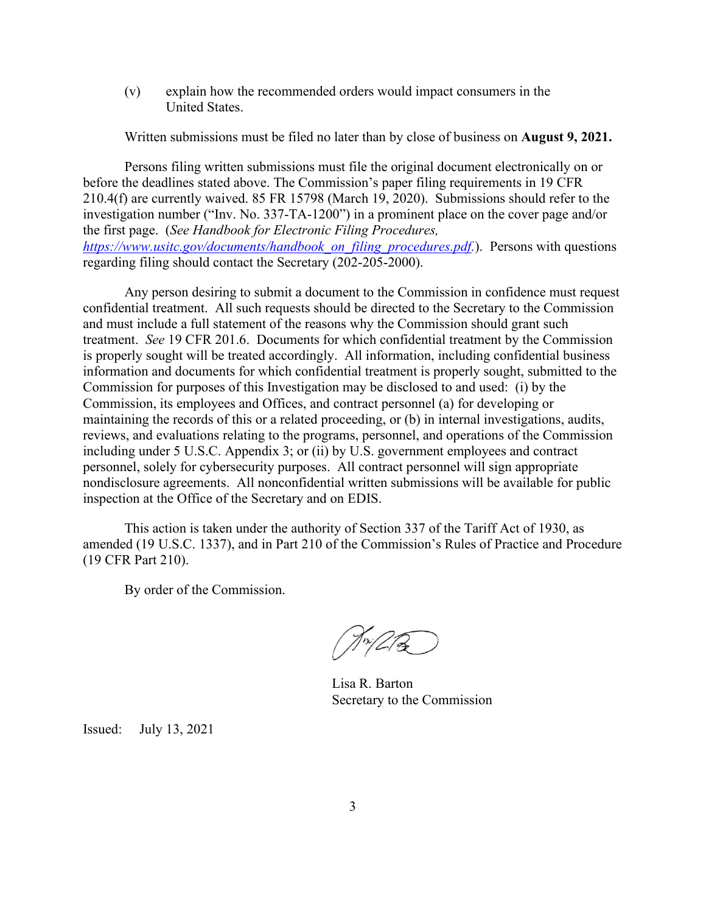(v) explain how the recommended orders would impact consumers in the United States.

Written submissions must be filed no later than by close of business on **August 9, 2021.**

Persons filing written submissions must file the original document electronically on or before the deadlines stated above. The Commission's paper filing requirements in 19 CFR 210.4(f) are currently waived. 85 FR 15798 (March 19, 2020). Submissions should refer to the investigation number ("Inv. No. 337-TA-1200") in a prominent place on the cover page and/or the first page. (*See Handbook for Electronic Filing Procedures, https://www.usitc.gov/documents/handbook_on_filing_procedures.pdf.*). Persons with questions regarding filing should contact the Secretary (202-205-2000).

Any person desiring to submit a document to the Commission in confidence must request confidential treatment. All such requests should be directed to the Secretary to the Commission and must include a full statement of the reasons why the Commission should grant such treatment. *See* 19 CFR 201.6. Documents for which confidential treatment by the Commission is properly sought will be treated accordingly. All information, including confidential business information and documents for which confidential treatment is properly sought, submitted to the Commission for purposes of this Investigation may be disclosed to and used: (i) by the Commission, its employees and Offices, and contract personnel (a) for developing or maintaining the records of this or a related proceeding, or (b) in internal investigations, audits, reviews, and evaluations relating to the programs, personnel, and operations of the Commission including under 5 U.S.C. Appendix 3; or (ii) by U.S. government employees and contract personnel, solely for cybersecurity purposes. All contract personnel will sign appropriate nondisclosure agreements. All nonconfidential written submissions will be available for public inspection at the Office of the Secretary and on EDIS.

This action is taken under the authority of Section 337 of the Tariff Act of 1930, as amended (19 U.S.C. 1337), and in Part 210 of the Commission's Rules of Practice and Procedure (19 CFR Part 210).

By order of the Commission.

Lisa R. Barton
Secretary to the Commission

Issued: July 13, 2021